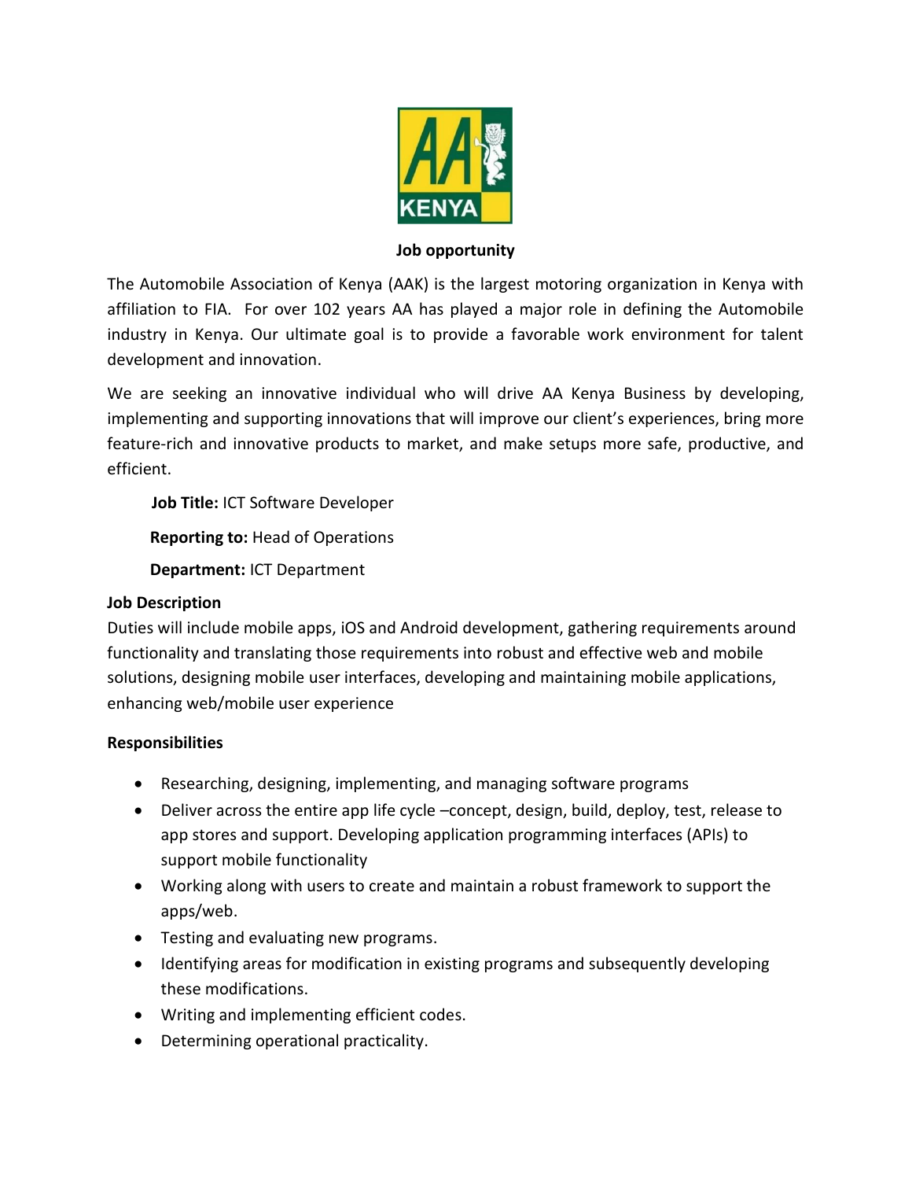# Job opportunity

The Automobile Association of Kenya (AAK) is the largest motoring organization in Kenya with affiliation to FIA. For over 102 years AA has played a major role in defining the Automobile industry in Kenya. Our ultimate goal is to provide a favorable work environment for talent development and innovation.

We are seeking an innovative individual who will drive AA Kenya Business by developing, implementing and supporting innovations that will improve our client's experiences, bring more feature-rich and innovative products to market, and make setups more safe, productive, and efficient.

**Job Title:** ICT Software Developer

**Reporting to:** Head of Operations

**Department:** ICT Department

## Job Description

Duties will include mobile apps, iOS and Android development, gathering requirements around functionality and translating those requirements into robust and effective web and mobile solutions, designing mobile user interfaces, developing and maintaining mobile applications, enhancing web/mobile user experience

## Responsibilities

- Researching, designing, implementing, and managing software programs
- Deliver across the entire app life cycle –concept, design, build, deploy, test, release to app stores and support. Developing application programming interfaces (APIs) to support mobile functionality
- Working along with users to create and maintain a robust framework to support the apps/web.
- Testing and evaluating new programs.
- Identifying areas for modification in existing programs and subsequently developing these modifications.
- Writing and implementing efficient codes.
- Determining operational practicality.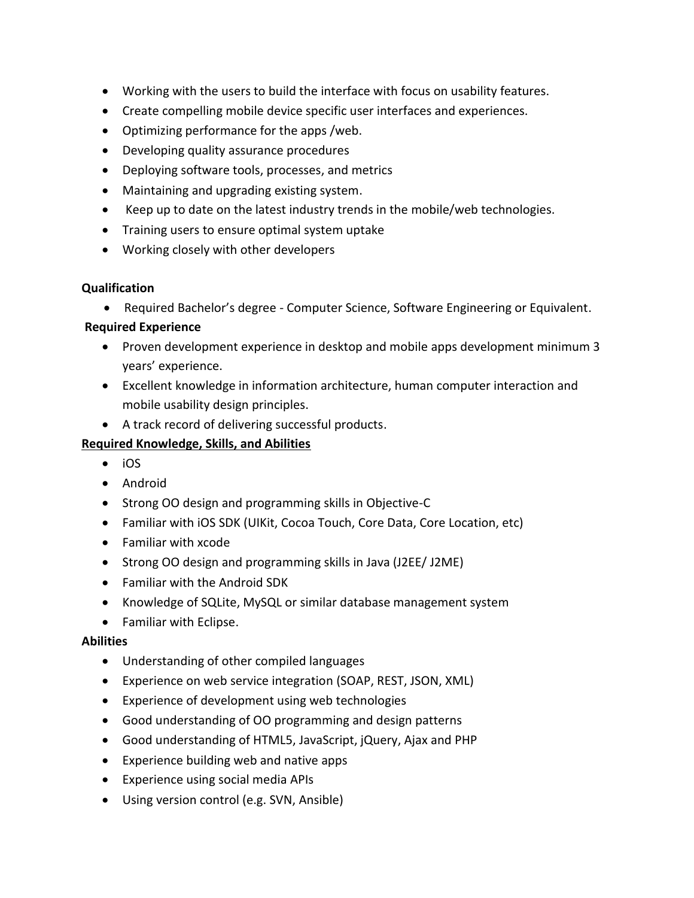- Working with the users to build the interface with focus on usability features.
- Create compelling mobile device specific user interfaces and experiences.
- Optimizing performance for the apps /web.
- Developing quality assurance procedures
- Deploying software tools, processes, and metrics
- Maintaining and upgrading existing system.
- Keep up to date on the latest industry trends in the mobile/web technologies.
- Training users to ensure optimal system uptake
- Working closely with other developers

**Qualification**

- Required Bachelor's degree - Computer Science, Software Engineering or Equivalent.

**Required Experience**

- Proven development experience in desktop and mobile apps development minimum 3 years' experience.
- Excellent knowledge in information architecture, human computer interaction and mobile usability design principles.
- A track record of delivering successful products.

**Required Knowledge, Skills, and Abilities**

- iOS
- Android
- Strong OO design and programming skills in Objective-C
- Familiar with iOS SDK (UIKit, Cocoa Touch, Core Data, Core Location, etc)
- Familiar with xcode
- Strong OO design and programming skills in Java (J2EE/ J2ME)
- Familiar with the Android SDK
- Knowledge of SQLite, MySQL or similar database management system
- Familiar with Eclipse.

**Abilities**

- Understanding of other compiled languages
- Experience on web service integration (SOAP, REST, JSON, XML)
- Experience of development using web technologies
- Good understanding of OO programming and design patterns
- Good understanding of HTML5, JavaScript, jQuery, Ajax and PHP
- Experience building web and native apps
- Experience using social media APIs
- Using version control (e.g. SVN, Ansible)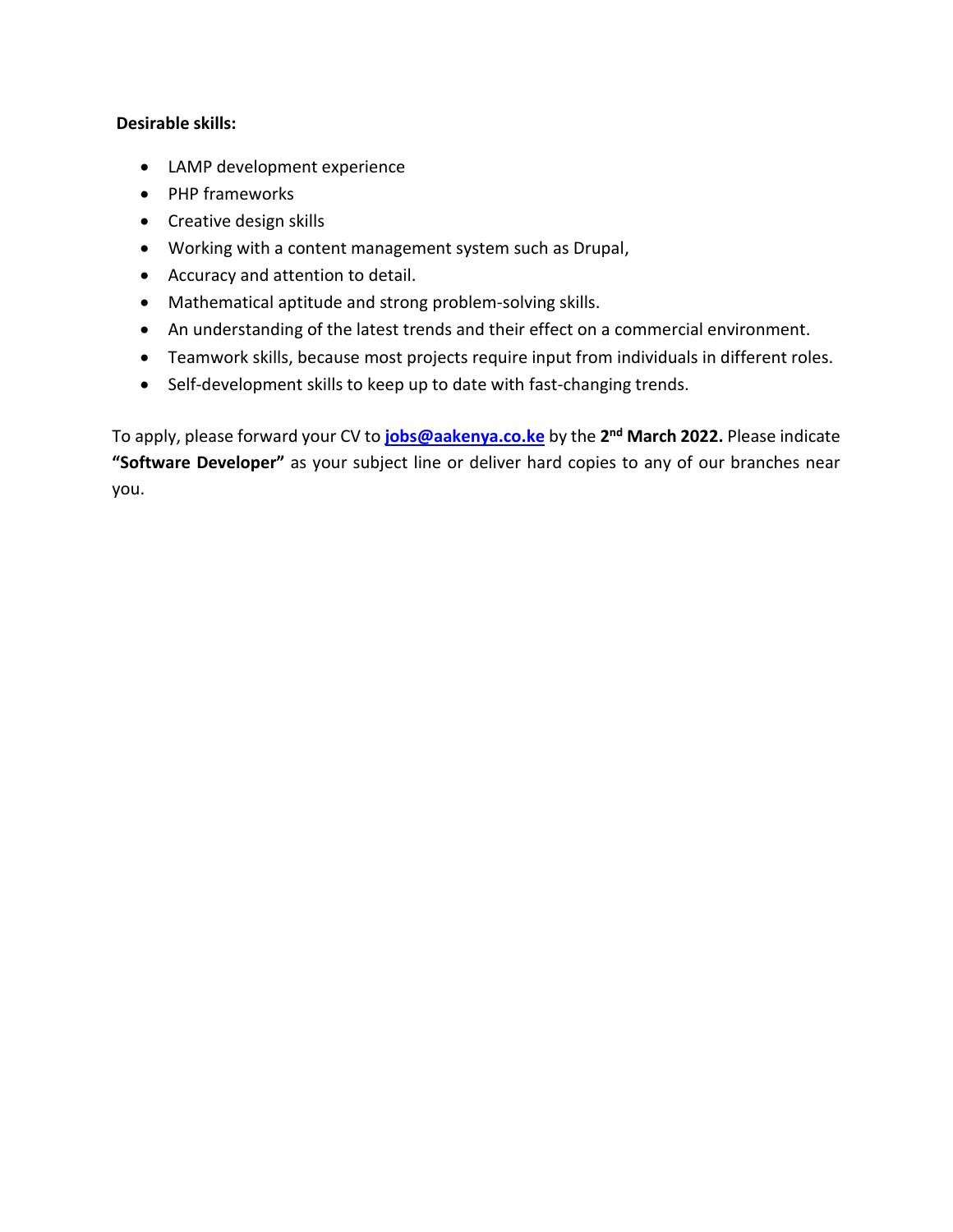**Desirable skills:**

- LAMP development experience
- PHP frameworks
- Creative design skills
- Working with a content management system such as Drupal,
- Accuracy and attention to detail.
- Mathematical aptitude and strong problem-solving skills.
- An understanding of the latest trends and their effect on a commercial environment.
- Teamwork skills, because most projects require input from individuals in different roles.
- Self-development skills to keep up to date with fast-changing trends.

To apply, please forward your CV to **jobs@aakenya.co.ke** by the **2nd March 2022.** Please indicate **"Software Developer"** as your subject line or deliver hard copies to any of our branches near you.